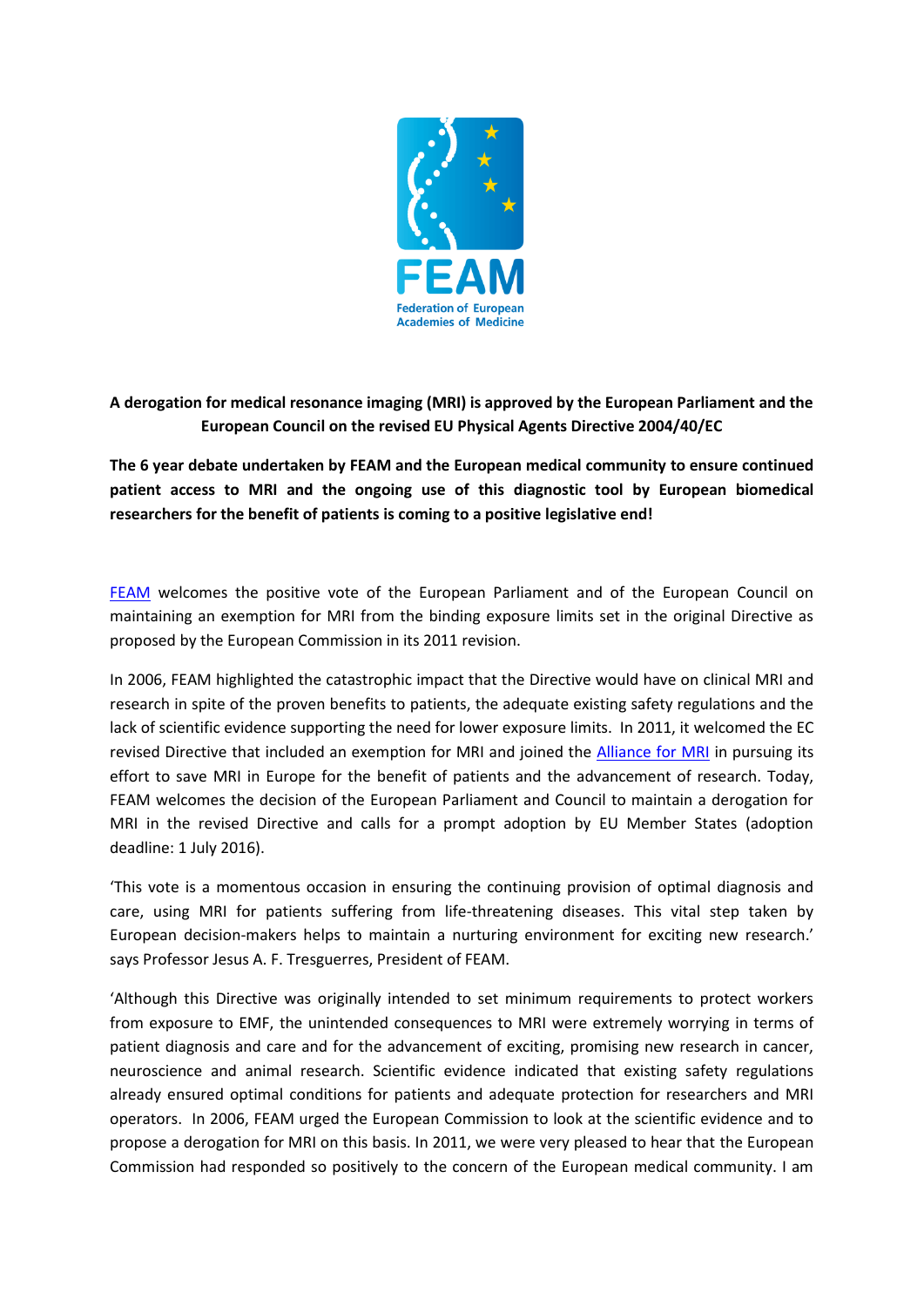FEAM
Federation of European Academies of Medicine

**A derogation for medical resonance imaging (MRI) is approved by the European Parliament and the European Council on the revised EU Physical Agents Directive 2004/40/EC**

**The 6 year debate undertaken by FEAM and the European medical community to ensure continued patient access to MRI and the ongoing use of this diagnostic tool by European biomedical researchers for the benefit of patients is coming to a positive legislative end!**

FEAM welcomes the positive vote of the European Parliament and of the European Council on maintaining an exemption for MRI from the binding exposure limits set in the original Directive as proposed by the European Commission in its 2011 revision.

In 2006, FEAM highlighted the catastrophic impact that the Directive would have on clinical MRI and research in spite of the proven benefits to patients, the adequate existing safety regulations and the lack of scientific evidence supporting the need for lower exposure limits. In 2011, it welcomed the EC revised Directive that included an exemption for MRI and joined the Alliance for MRI in pursuing its effort to save MRI in Europe for the benefit of patients and the advancement of research. Today, FEAM welcomes the decision of the European Parliament and Council to maintain a derogation for MRI in the revised Directive and calls for a prompt adoption by EU Member States (adoption deadline: 1 July 2016).

'This vote is a momentous occasion in ensuring the continuing provision of optimal diagnosis and care, using MRI for patients suffering from life-threatening diseases. This vital step taken by European decision-makers helps to maintain a nurturing environment for exciting new research.' says Professor Jesus A. F. Tresguerres, President of FEAM.

'Although this Directive was originally intended to set minimum requirements to protect workers from exposure to EMF, the unintended consequences to MRI were extremely worrying in terms of patient diagnosis and care and for the advancement of exciting, promising new research in cancer, neuroscience and animal research. Scientific evidence indicated that existing safety regulations already ensured optimal conditions for patients and adequate protection for researchers and MRI operators. In 2006, FEAM urged the European Commission to look at the scientific evidence and to propose a derogation for MRI on this basis. In 2011, we were very pleased to hear that the European Commission had responded so positively to the concern of the European medical community. I am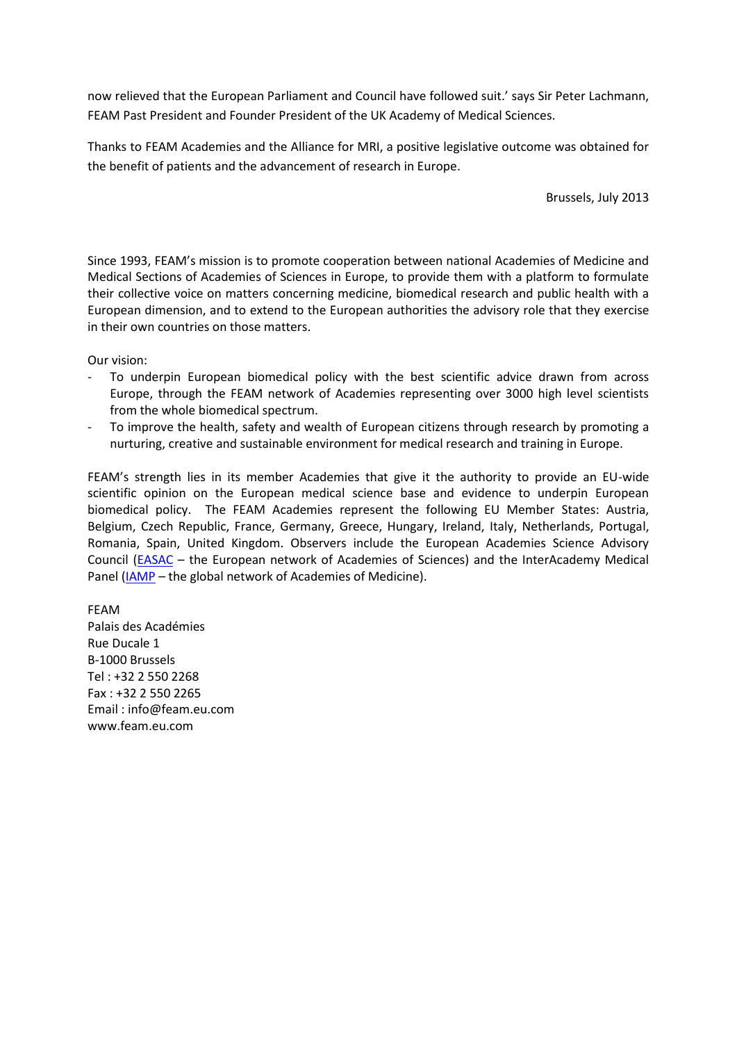now relieved that the European Parliament and Council have followed suit.' says Sir Peter Lachmann, FEAM Past President and Founder President of the UK Academy of Medical Sciences.

Thanks to FEAM Academies and the Alliance for MRI, a positive legislative outcome was obtained for the benefit of patients and the advancement of research in Europe.

Brussels, July 2013

Since 1993, FEAM's mission is to promote cooperation between national Academies of Medicine and Medical Sections of Academies of Sciences in Europe, to provide them with a platform to formulate their collective voice on matters concerning medicine, biomedical research and public health with a European dimension, and to extend to the European authorities the advisory role that they exercise in their own countries on those matters.

Our vision:

- To underpin European biomedical policy with the best scientific advice drawn from across Europe, through the FEAM network of Academies representing over 3000 high level scientists from the whole biomedical spectrum.
- To improve the health, safety and wealth of European citizens through research by promoting a nurturing, creative and sustainable environment for medical research and training in Europe.

FEAM's strength lies in its member Academies that give it the authority to provide an EU-wide scientific opinion on the European medical science base and evidence to underpin European biomedical policy. The FEAM Academies represent the following EU Member States: Austria, Belgium, Czech Republic, France, Germany, Greece, Hungary, Ireland, Italy, Netherlands, Portugal, Romania, Spain, United Kingdom. Observers include the European Academies Science Advisory Council (EASAC – the European network of Academies of Sciences) and the InterAcademy Medical Panel (IAMP – the global network of Academies of Medicine).

FEAM  
Palais des Académies  
Rue Ducale 1  
B-1000 Brussels  
Tel : +32 2 550 2268  
Fax : +32 2 550 2265  
Email : info@feam.eu.com  
www.feam.eu.com